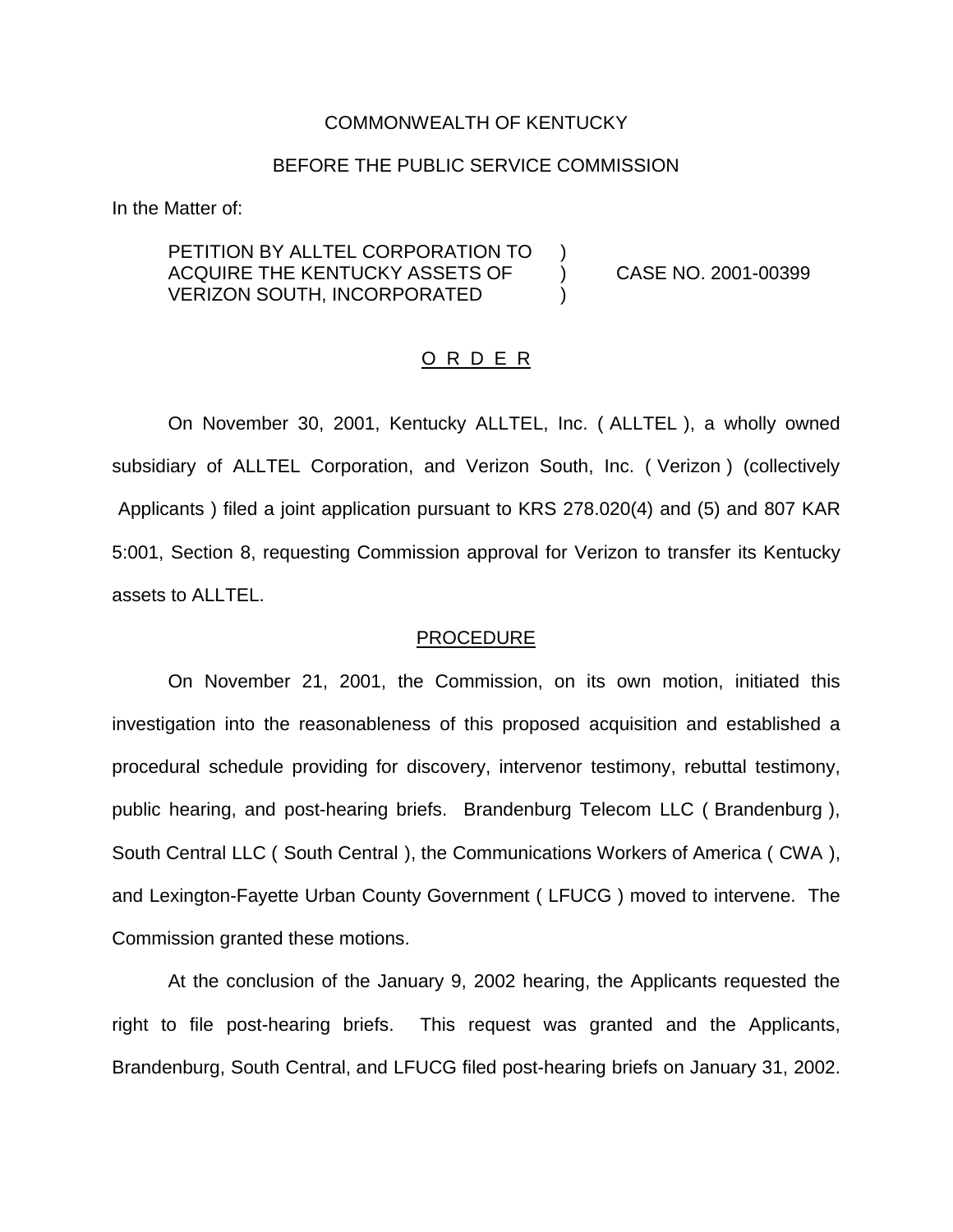COMMONWEALTH OF KENTUCKY

BEFORE THE PUBLIC SERVICE COMMISSION

In the Matter of:

PETITION BY ALLTEL CORPORATION TO ACQUIRE THE KENTUCKY ASSETS OF VERIZON SOUTH, INCORPORATED ) CASE NO. 2001-00399

O R D E R

On November 30, 2001, Kentucky ALLTEL, Inc. ( ALLTEL ), a wholly owned subsidiary of ALLTEL Corporation, and Verizon South, Inc. ( Verizon ) (collectively Applicants ) filed a joint application pursuant to KRS 278.020(4) and (5) and 807 KAR 5:001, Section 8, requesting Commission approval for Verizon to transfer its Kentucky assets to ALLTEL.

PROCEDURE

On November 21, 2001, the Commission, on its own motion, initiated this investigation into the reasonableness of this proposed acquisition and established a procedural schedule providing for discovery, intervenor testimony, rebuttal testimony, public hearing, and post-hearing briefs. Brandenburg Telecom LLC ( Brandenburg ), South Central LLC ( South Central ), the Communications Workers of America ( CWA ), and Lexington-Fayette Urban County Government ( LFUCG ) moved to intervene. The Commission granted these motions.

At the conclusion of the January 9, 2002 hearing, the Applicants requested the right to file post-hearing briefs. This request was granted and the Applicants, Brandenburg, South Central, and LFUCG filed post-hearing briefs on January 31, 2002.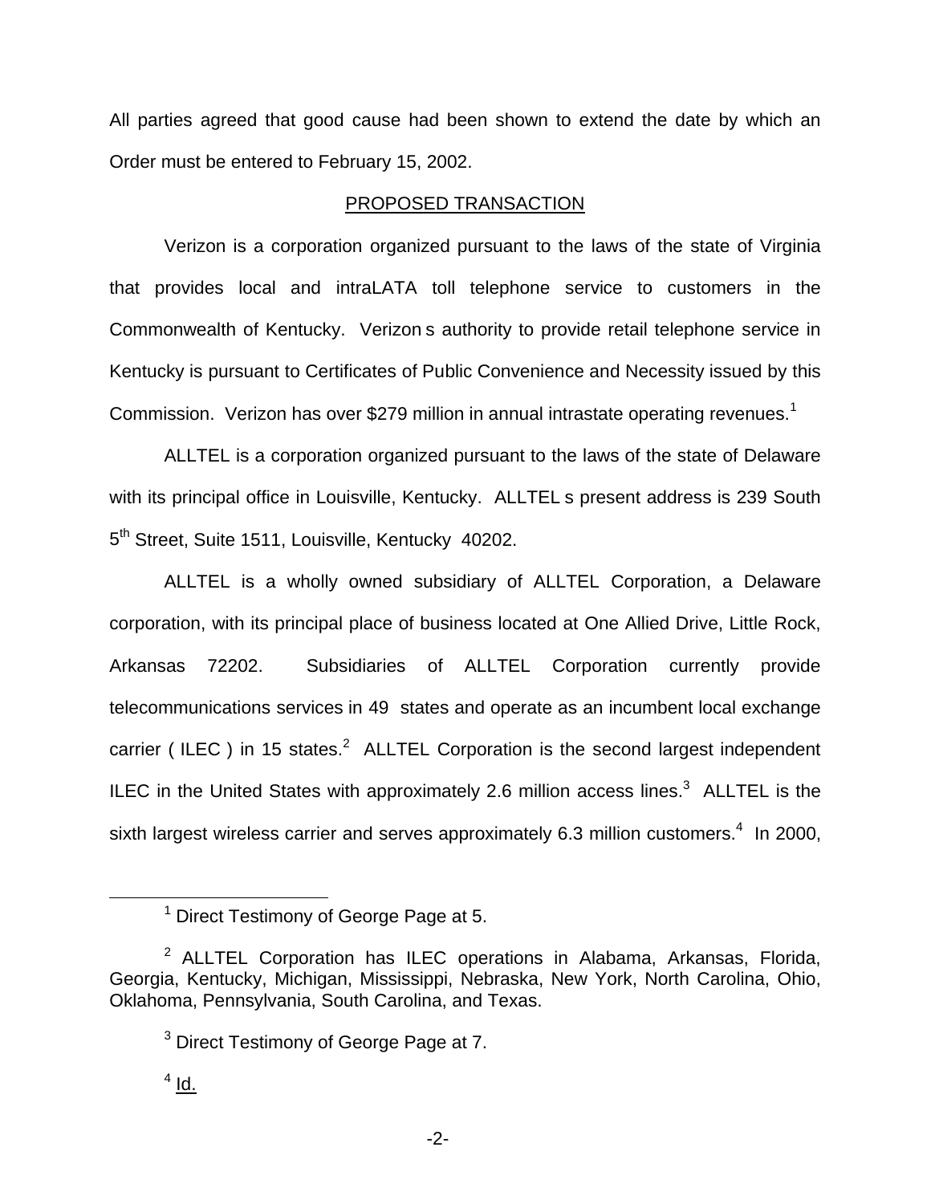All parties agreed that good cause had been shown to extend the date by which an Order must be entered to February 15, 2002.

## PROPOSED TRANSACTION

Verizon is a corporation organized pursuant to the laws of the state of Virginia that provides local and intraLATA toll telephone service to customers in the Commonwealth of Kentucky. Verizon s authority to provide retail telephone service in Kentucky is pursuant to Certificates of Public Convenience and Necessity issued by this Commission. Verizon has over $279 million in annual intrastate operating revenues.[1]

ALLTEL is a corporation organized pursuant to the laws of the state of Delaware with its principal office in Louisville, Kentucky. ALLTEL s present address is 239 South 5th Street, Suite 1511, Louisville, Kentucky 40202.

ALLTEL is a wholly owned subsidiary of ALLTEL Corporation, a Delaware corporation, with its principal place of business located at One Allied Drive, Little Rock, Arkansas 72202. Subsidiaries of ALLTEL Corporation currently provide telecommunications services in 49 states and operate as an incumbent local exchange carrier ( ILEC ) in 15 states.[2] ALLTEL Corporation is the second largest independent ILEC in the United States with approximately 2.6 million access lines.[3] ALLTEL is the sixth largest wireless carrier and serves approximately 6.3 million customers.[4] In 2000,

---

[1] Direct Testimony of George Page at 5.

[2] ALLTEL Corporation has ILEC operations in Alabama, Arkansas, Florida, Georgia, Kentucky, Michigan, Mississippi, Nebraska, New York, North Carolina, Ohio, Oklahoma, Pennsylvania, South Carolina, and Texas.

[3] Direct Testimony of George Page at 7.

[4] Id.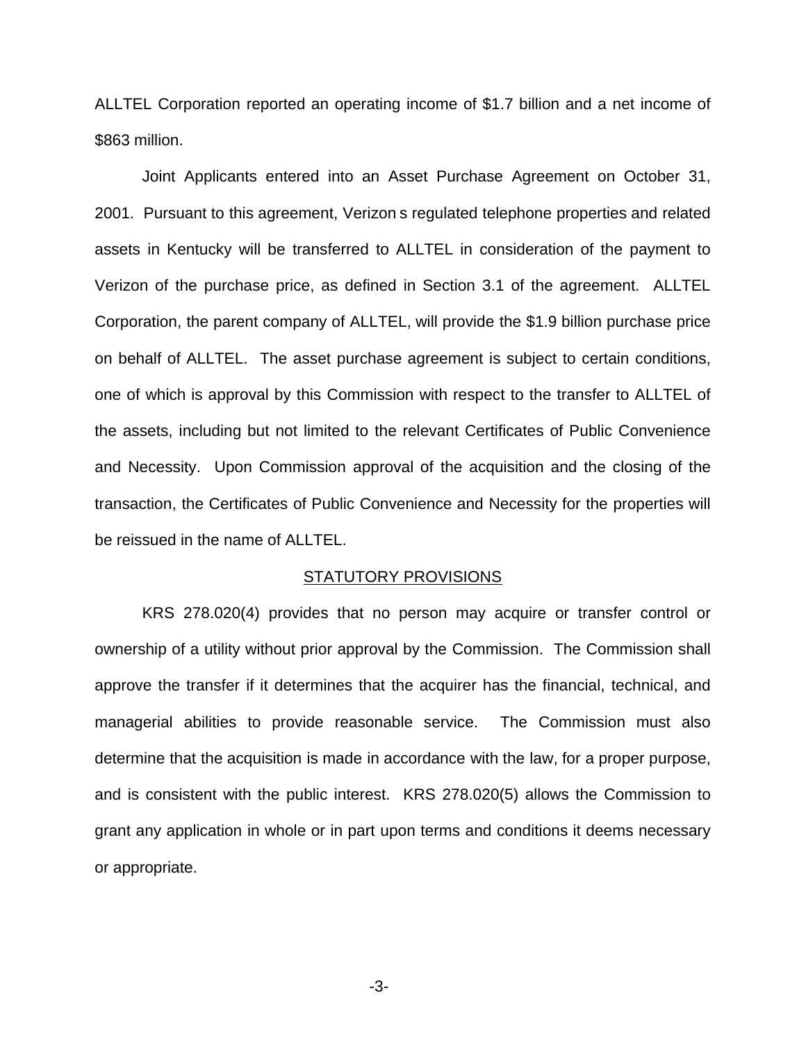ALLTEL Corporation reported an operating income of $1.7 billion and a net income of $863 million.

Joint Applicants entered into an Asset Purchase Agreement on October 31, 2001. Pursuant to this agreement, Verizon s regulated telephone properties and related assets in Kentucky will be transferred to ALLTEL in consideration of the payment to Verizon of the purchase price, as defined in Section 3.1 of the agreement. ALLTEL Corporation, the parent company of ALLTEL, will provide the $1.9 billion purchase price on behalf of ALLTEL. The asset purchase agreement is subject to certain conditions, one of which is approval by this Commission with respect to the transfer to ALLTEL of the assets, including but not limited to the relevant Certificates of Public Convenience and Necessity. Upon Commission approval of the acquisition and the closing of the transaction, the Certificates of Public Convenience and Necessity for the properties will be reissued in the name of ALLTEL.

## STATUTORY PROVISIONS

KRS 278.020(4) provides that no person may acquire or transfer control or ownership of a utility without prior approval by the Commission. The Commission shall approve the transfer if it determines that the acquirer has the financial, technical, and managerial abilities to provide reasonable service. The Commission must also determine that the acquisition is made in accordance with the law, for a proper purpose, and is consistent with the public interest. KRS 278.020(5) allows the Commission to grant any application in whole or in part upon terms and conditions it deems necessary or appropriate.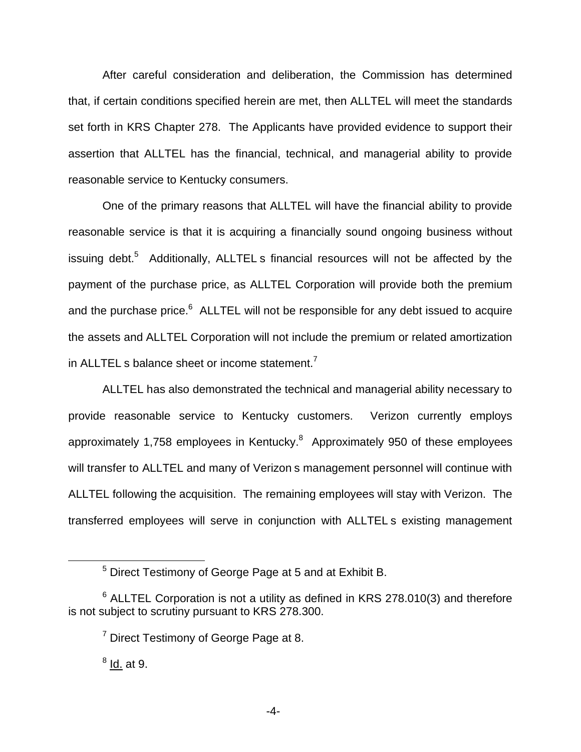After careful consideration and deliberation, the Commission has determined that, if certain conditions specified herein are met, then ALLTEL will meet the standards set forth in KRS Chapter 278. The Applicants have provided evidence to support their assertion that ALLTEL has the financial, technical, and managerial ability to provide reasonable service to Kentucky consumers.

One of the primary reasons that ALLTEL will have the financial ability to provide reasonable service is that it is acquiring a financially sound ongoing business without issuing debt.[5] Additionally, ALLTEL s financial resources will not be affected by the payment of the purchase price, as ALLTEL Corporation will provide both the premium and the purchase price.[6] ALLTEL will not be responsible for any debt issued to acquire the assets and ALLTEL Corporation will not include the premium or related amortization in ALLTEL s balance sheet or income statement.[7]

ALLTEL has also demonstrated the technical and managerial ability necessary to provide reasonable service to Kentucky customers. Verizon currently employs approximately 1,758 employees in Kentucky.[8] Approximately 950 of these employees will transfer to ALLTEL and many of Verizon s management personnel will continue with ALLTEL following the acquisition. The remaining employees will stay with Verizon. The transferred employees will serve in conjunction with ALLTEL s existing management

---

[5] Direct Testimony of George Page at 5 and at Exhibit B.

[6] ALLTEL Corporation is not a utility as defined in KRS 278.010(3) and therefore is not subject to scrutiny pursuant to KRS 278.300.

[7] Direct Testimony of George Page at 8.

[8] Id. at 9.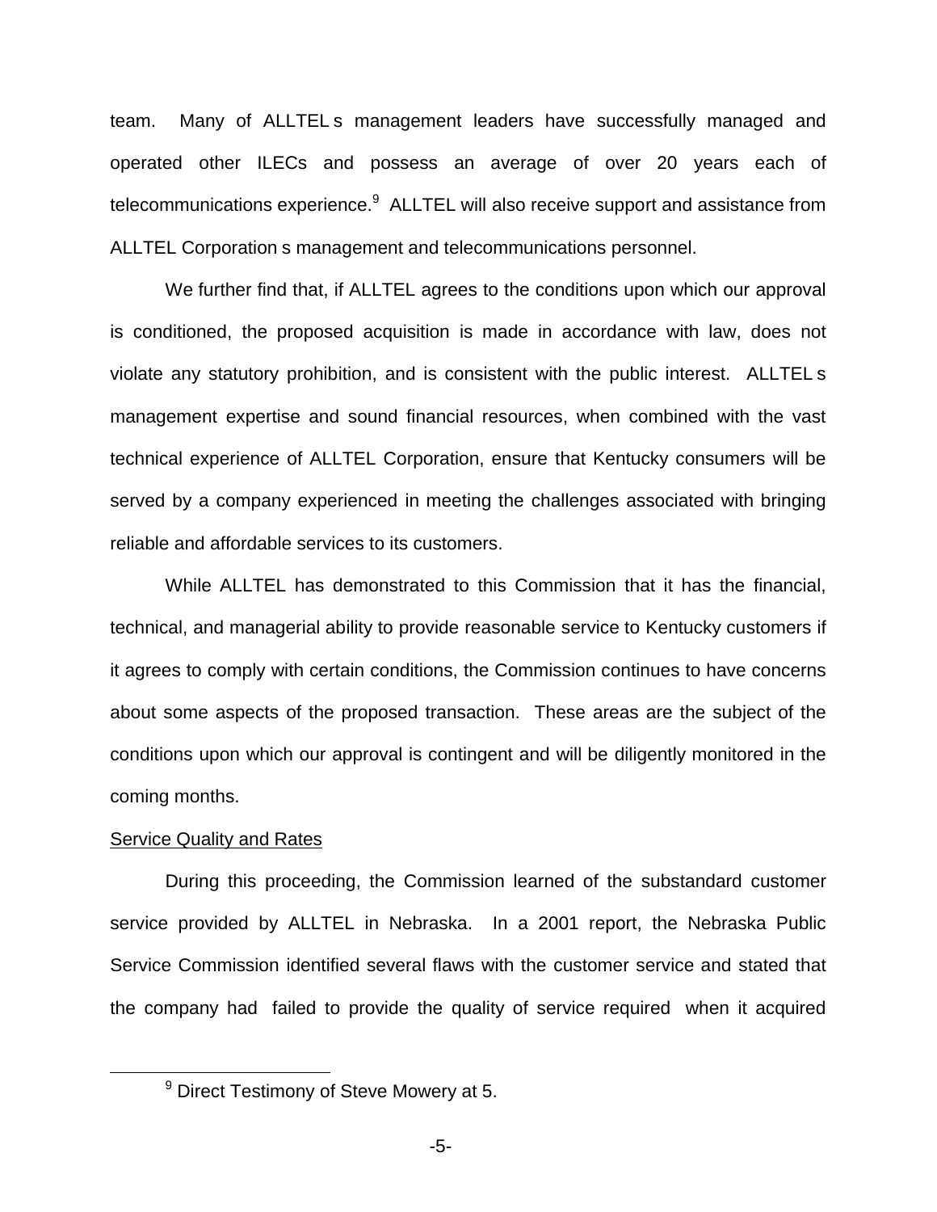team. Many of ALLTEL s management leaders have successfully managed and operated other ILECs and possess an average of over 20 years each of telecommunications experience.[9] ALLTEL will also receive support and assistance from ALLTEL Corporation s management and telecommunications personnel.

We further find that, if ALLTEL agrees to the conditions upon which our approval is conditioned, the proposed acquisition is made in accordance with law, does not violate any statutory prohibition, and is consistent with the public interest. ALLTEL s management expertise and sound financial resources, when combined with the vast technical experience of ALLTEL Corporation, ensure that Kentucky consumers will be served by a company experienced in meeting the challenges associated with bringing reliable and affordable services to its customers.

While ALLTEL has demonstrated to this Commission that it has the financial, technical, and managerial ability to provide reasonable service to Kentucky customers if it agrees to comply with certain conditions, the Commission continues to have concerns about some aspects of the proposed transaction. These areas are the subject of the conditions upon which our approval is contingent and will be diligently monitored in the coming months.

Service Quality and Rates

During this proceeding, the Commission learned of the substandard customer service provided by ALLTEL in Nebraska. In a 2001 report, the Nebraska Public Service Commission identified several flaws with the customer service and stated that the company had failed to provide the quality of service required when it acquired

[9] Direct Testimony of Steve Mowery at 5.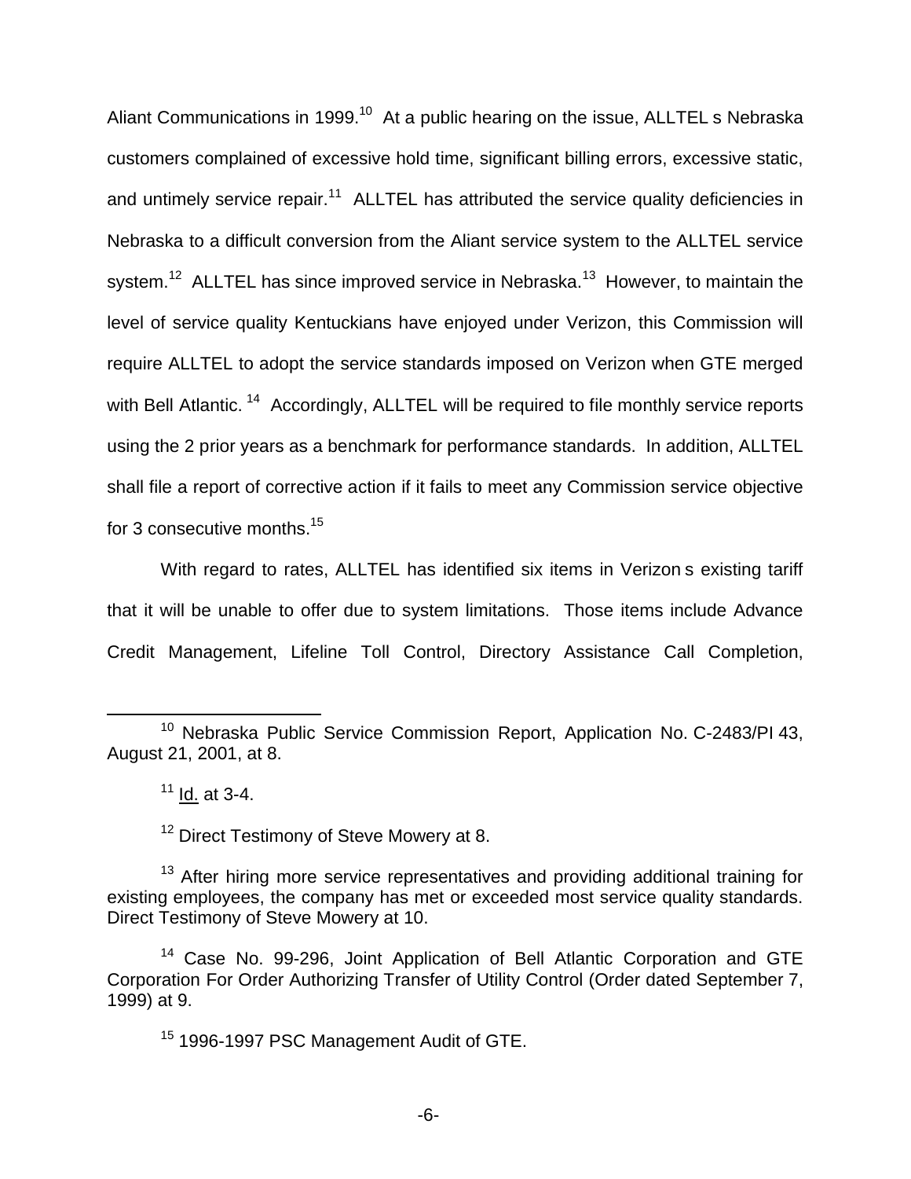Aliant Communications in 1999.[10] At a public hearing on the issue, ALLTEL s Nebraska customers complained of excessive hold time, significant billing errors, excessive static, and untimely service repair.[11] ALLTEL has attributed the service quality deficiencies in Nebraska to a difficult conversion from the Aliant service system to the ALLTEL service system.[12] ALLTEL has since improved service in Nebraska.[13] However, to maintain the level of service quality Kentuckians have enjoyed under Verizon, this Commission will require ALLTEL to adopt the service standards imposed on Verizon when GTE merged with Bell Atlantic.[14] Accordingly, ALLTEL will be required to file monthly service reports using the 2 prior years as a benchmark for performance standards. In addition, ALLTEL shall file a report of corrective action if it fails to meet any Commission service objective for 3 consecutive months.[15]

With regard to rates, ALLTEL has identified six items in Verizon s existing tariff that it will be unable to offer due to system limitations. Those items include Advance Credit Management, Lifeline Toll Control, Directory Assistance Call Completion,

---

[10] Nebraska Public Service Commission Report, Application No. C-2483/PI 43, August 21, 2001, at 8.

[11] Id. at 3-4.

[12] Direct Testimony of Steve Mowery at 8.

[13] After hiring more service representatives and providing additional training for existing employees, the company has met or exceeded most service quality standards. Direct Testimony of Steve Mowery at 10.

[14] Case No. 99-296, Joint Application of Bell Atlantic Corporation and GTE Corporation For Order Authorizing Transfer of Utility Control (Order dated September 7, 1999) at 9.

[15] 1996-1997 PSC Management Audit of GTE.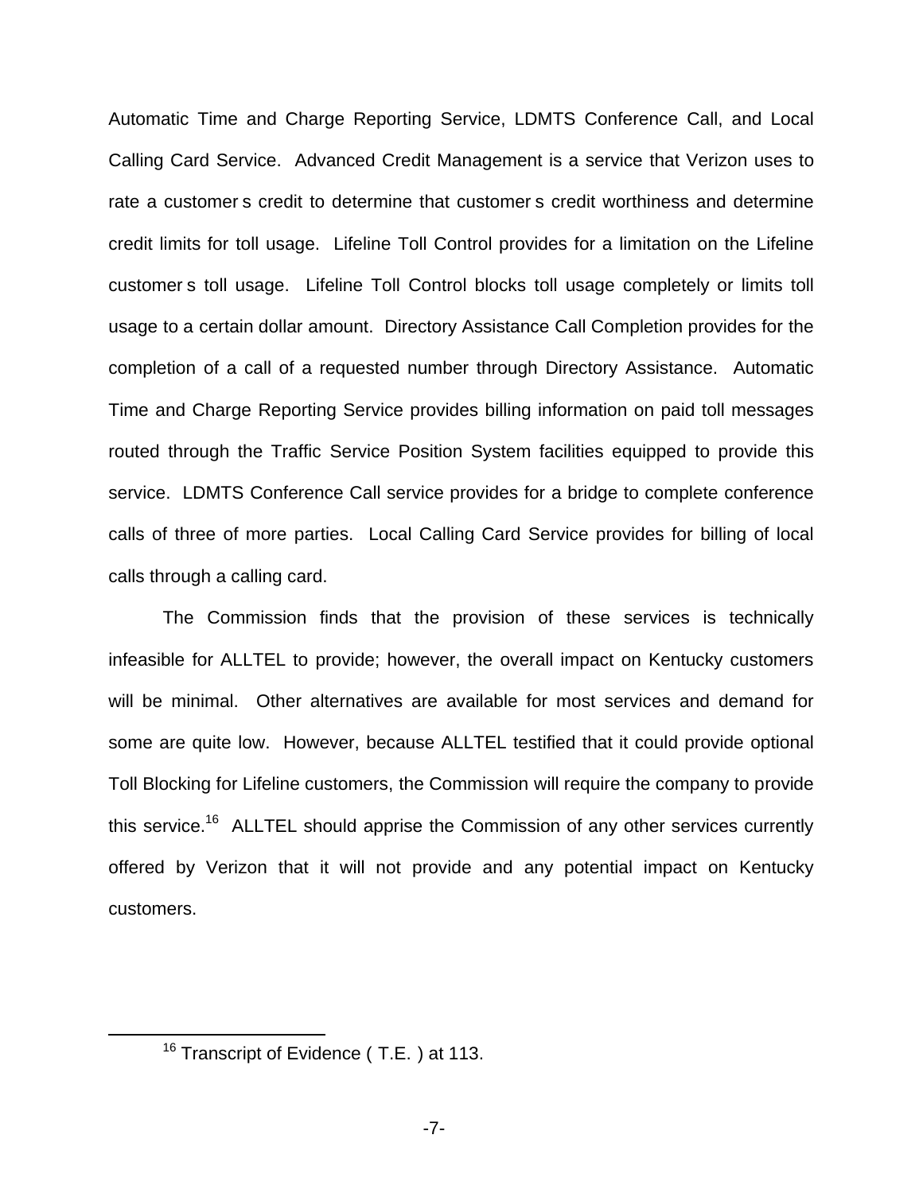Automatic Time and Charge Reporting Service, LDMTS Conference Call, and Local Calling Card Service. Advanced Credit Management is a service that Verizon uses to rate a customer s credit to determine that customer s credit worthiness and determine credit limits for toll usage. Lifeline Toll Control provides for a limitation on the Lifeline customer s toll usage. Lifeline Toll Control blocks toll usage completely or limits toll usage to a certain dollar amount. Directory Assistance Call Completion provides for the completion of a call of a requested number through Directory Assistance. Automatic Time and Charge Reporting Service provides billing information on paid toll messages routed through the Traffic Service Position System facilities equipped to provide this service. LDMTS Conference Call service provides for a bridge to complete conference calls of three of more parties. Local Calling Card Service provides for billing of local calls through a calling card.

The Commission finds that the provision of these services is technically infeasible for ALLTEL to provide; however, the overall impact on Kentucky customers will be minimal. Other alternatives are available for most services and demand for some are quite low. However, because ALLTEL testified that it could provide optional Toll Blocking for Lifeline customers, the Commission will require the company to provide this service.[16] ALLTEL should apprise the Commission of any other services currently offered by Verizon that it will not provide and any potential impact on Kentucky customers.

---

[16] Transcript of Evidence ( T.E. ) at 113.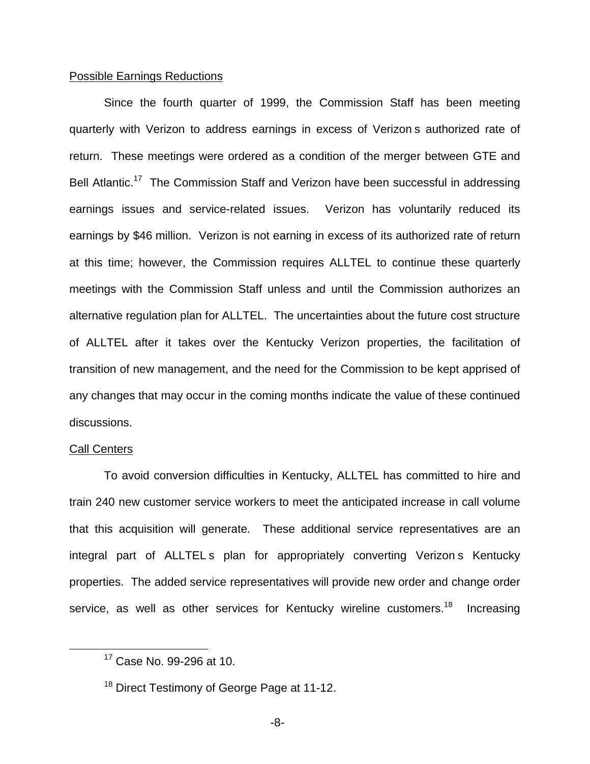Possible Earnings Reductions

Since the fourth quarter of 1999, the Commission Staff has been meeting quarterly with Verizon to address earnings in excess of Verizon s authorized rate of return. These meetings were ordered as a condition of the merger between GTE and Bell Atlantic.[17] The Commission Staff and Verizon have been successful in addressing earnings issues and service-related issues. Verizon has voluntarily reduced its earnings by $46 million. Verizon is not earning in excess of its authorized rate of return at this time; however, the Commission requires ALLTEL to continue these quarterly meetings with the Commission Staff unless and until the Commission authorizes an alternative regulation plan for ALLTEL. The uncertainties about the future cost structure of ALLTEL after it takes over the Kentucky Verizon properties, the facilitation of transition of new management, and the need for the Commission to be kept apprised of any changes that may occur in the coming months indicate the value of these continued discussions.

Call Centers

To avoid conversion difficulties in Kentucky, ALLTEL has committed to hire and train 240 new customer service workers to meet the anticipated increase in call volume that this acquisition will generate. These additional service representatives are an integral part of ALLTEL s plan for appropriately converting Verizon s Kentucky properties. The added service representatives will provide new order and change order service, as well as other services for Kentucky wireline customers.[18] Increasing

[17] Case No. 99-296 at 10.

[18] Direct Testimony of George Page at 11-12.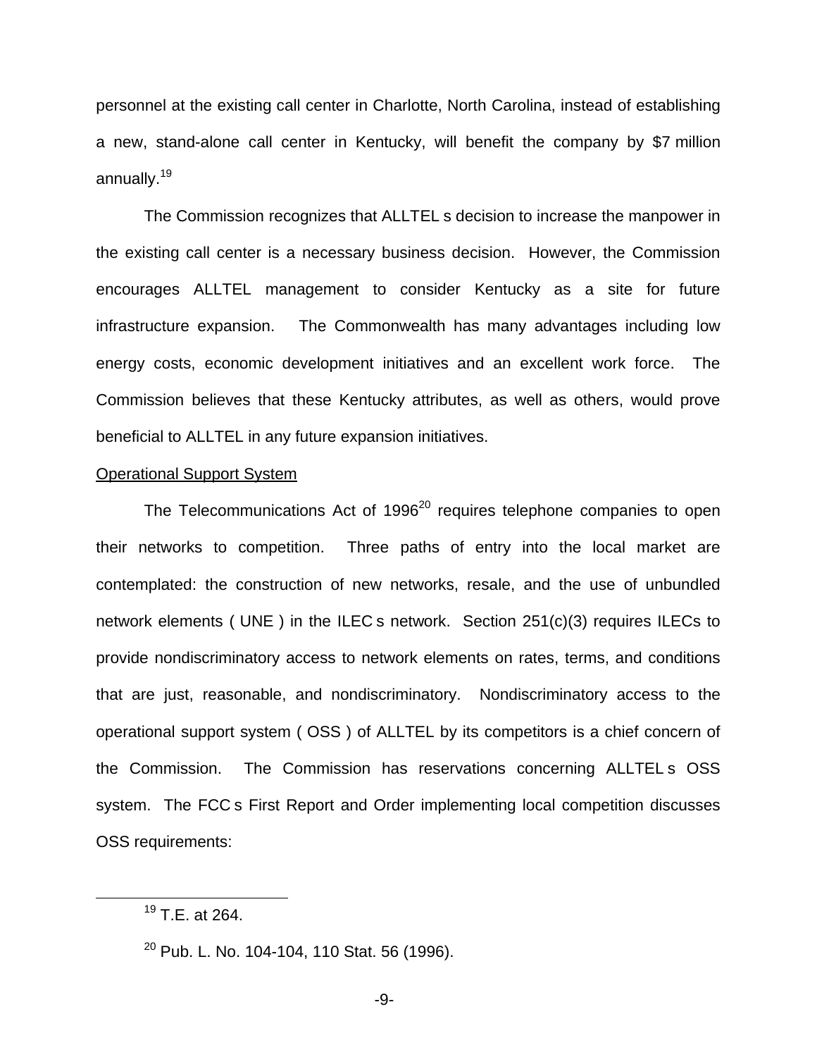personnel at the existing call center in Charlotte, North Carolina, instead of establishing a new, stand-alone call center in Kentucky, will benefit the company by $7 million annually.[19]

The Commission recognizes that ALLTEL s decision to increase the manpower in the existing call center is a necessary business decision. However, the Commission encourages ALLTEL management to consider Kentucky as a site for future infrastructure expansion. The Commonwealth has many advantages including low energy costs, economic development initiatives and an excellent work force. The Commission believes that these Kentucky attributes, as well as others, would prove beneficial to ALLTEL in any future expansion initiatives.

<u>Operational Support System</u>

The Telecommunications Act of 1996[20] requires telephone companies to open their networks to competition. Three paths of entry into the local market are contemplated: the construction of new networks, resale, and the use of unbundled network elements ( UNE ) in the ILEC s network. Section 251(c)(3) requires ILECs to provide nondiscriminatory access to network elements on rates, terms, and conditions that are just, reasonable, and nondiscriminatory. Nondiscriminatory access to the operational support system ( OSS ) of ALLTEL by its competitors is a chief concern of the Commission. The Commission has reservations concerning ALLTEL s OSS system. The FCC s First Report and Order implementing local competition discusses OSS requirements:

---

[19] T.E. at 264.

[20] Pub. L. No. 104-104, 110 Stat. 56 (1996).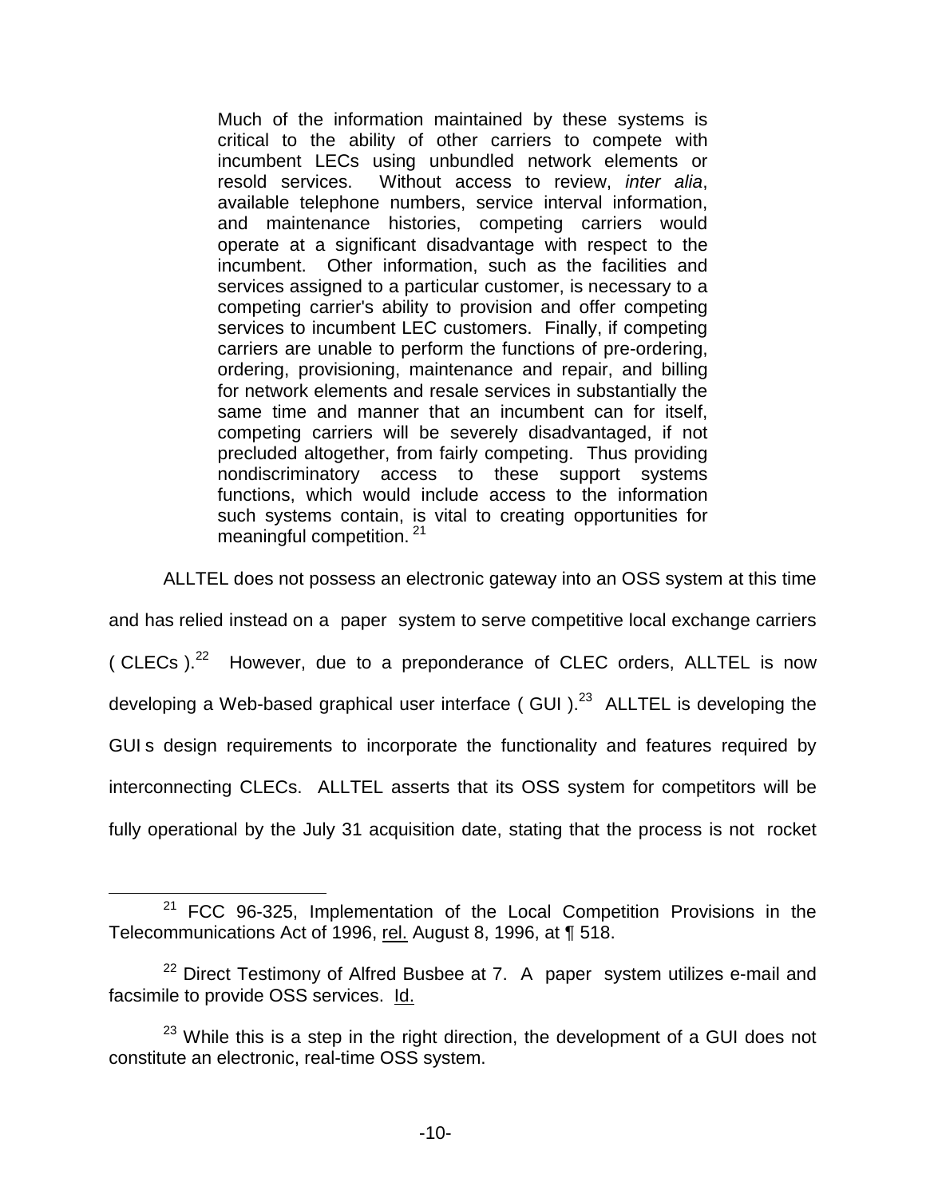> Much of the information maintained by these systems is critical to the ability of other carriers to compete with incumbent LECs using unbundled network elements or resold services. Without access to review, *inter alia*, available telephone numbers, service interval information, and maintenance histories, competing carriers would operate at a significant disadvantage with respect to the incumbent. Other information, such as the facilities and services assigned to a particular customer, is necessary to a competing carrier's ability to provision and offer competing services to incumbent LEC customers. Finally, if competing carriers are unable to perform the functions of pre-ordering, ordering, provisioning, maintenance and repair, and billing for network elements and resale services in substantially the same time and manner that an incumbent can for itself, competing carriers will be severely disadvantaged, if not precluded altogether, from fairly competing. Thus providing nondiscriminatory access to these support systems functions, which would include access to the information such systems contain, is vital to creating opportunities for meaningful competition. [21]

ALLTEL does not possess an electronic gateway into an OSS system at this time and has relied instead on a paper system to serve competitive local exchange carriers ( CLECs ).[22] However, due to a preponderance of CLEC orders, ALLTEL is now developing a Web-based graphical user interface ( GUI ).[23] ALLTEL is developing the GUI s design requirements to incorporate the functionality and features required by interconnecting CLECs. ALLTEL asserts that its OSS system for competitors will be fully operational by the July 31 acquisition date, stating that the process is not rocket

---

[21] FCC 96-325, Implementation of the Local Competition Provisions in the Telecommunications Act of 1996, rel. August 8, 1996, at ¶ 518.

[22] Direct Testimony of Alfred Busbee at 7. A paper system utilizes e-mail and facsimile to provide OSS services. Id.

[23] While this is a step in the right direction, the development of a GUI does not constitute an electronic, real-time OSS system.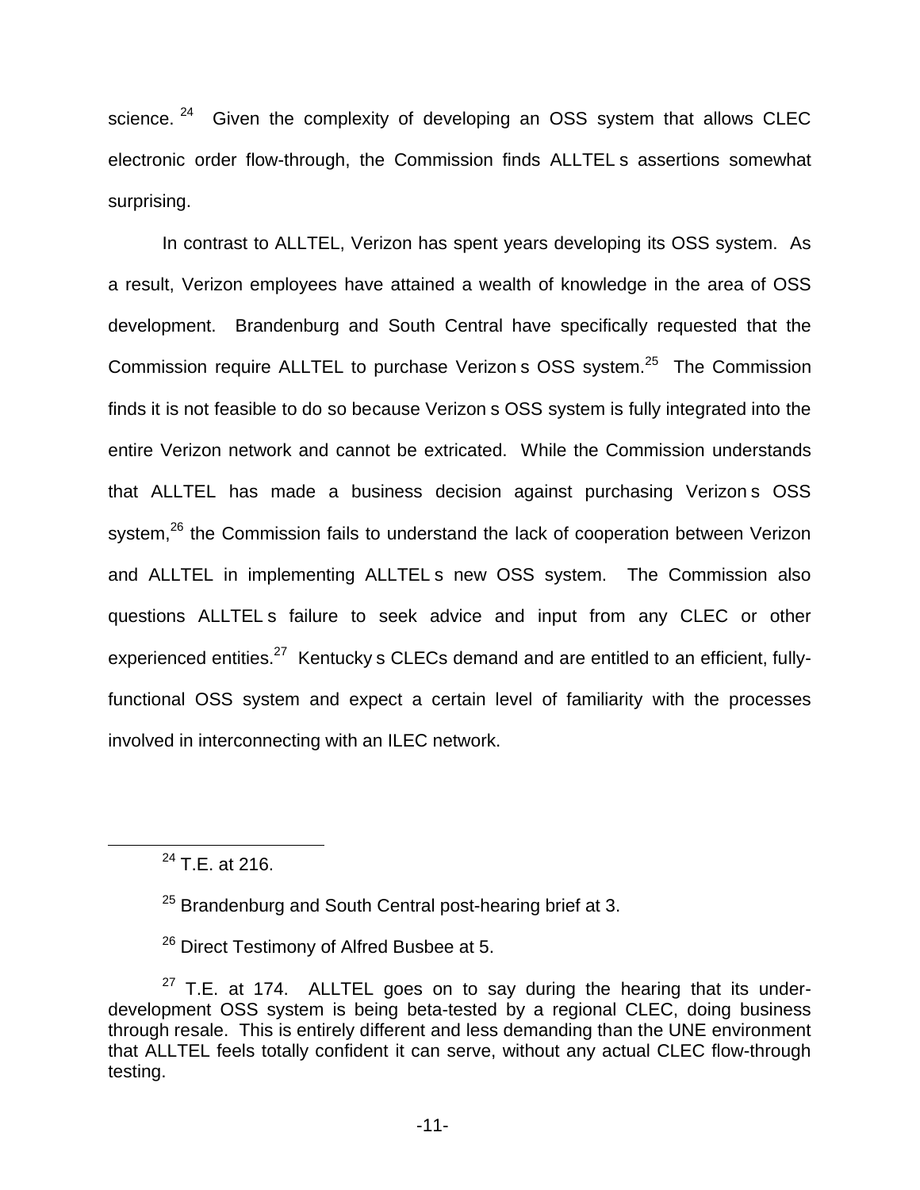science. [24] Given the complexity of developing an OSS system that allows CLEC electronic order flow-through, the Commission finds ALLTEL s assertions somewhat surprising.

In contrast to ALLTEL, Verizon has spent years developing its OSS system. As a result, Verizon employees have attained a wealth of knowledge in the area of OSS development. Brandenburg and South Central have specifically requested that the Commission require ALLTEL to purchase Verizon s OSS system.[25] The Commission finds it is not feasible to do so because Verizon s OSS system is fully integrated into the entire Verizon network and cannot be extricated. While the Commission understands that ALLTEL has made a business decision against purchasing Verizon s OSS system,[26] the Commission fails to understand the lack of cooperation between Verizon and ALLTEL in implementing ALLTEL s new OSS system. The Commission also questions ALLTEL s failure to seek advice and input from any CLEC or other experienced entities.[27] Kentucky s CLECs demand and are entitled to an efficient, fully-functional OSS system and expect a certain level of familiarity with the processes involved in interconnecting with an ILEC network.

---

[24] T.E. at 216.

[25] Brandenburg and South Central post-hearing brief at 3.

[26] Direct Testimony of Alfred Busbee at 5.

[27] T.E. at 174. ALLTEL goes on to say during the hearing that its under-development OSS system is being beta-tested by a regional CLEC, doing business through resale. This is entirely different and less demanding than the UNE environment that ALLTEL feels totally confident it can serve, without any actual CLEC flow-through testing.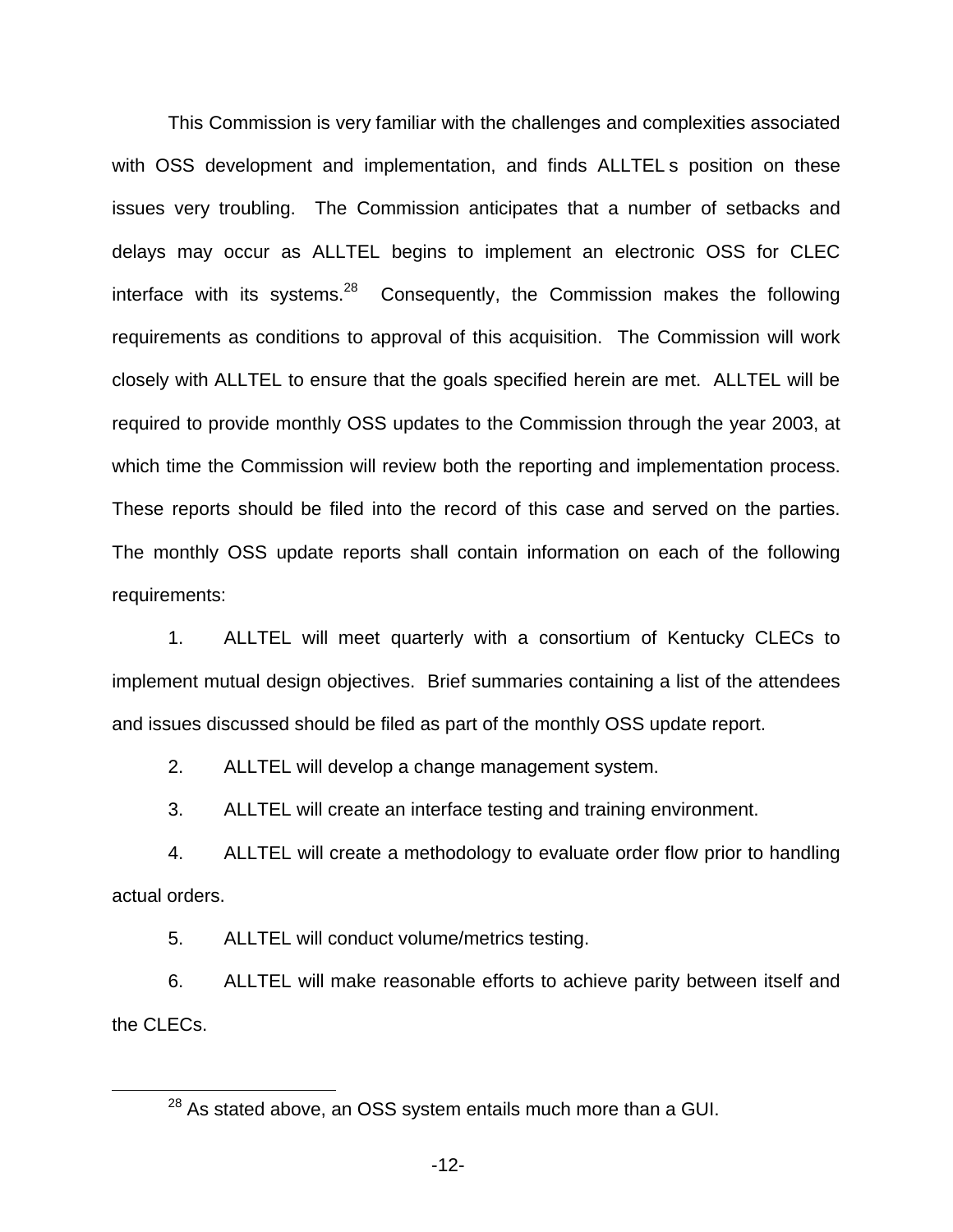This Commission is very familiar with the challenges and complexities associated with OSS development and implementation, and finds ALLTEL s position on these issues very troubling. The Commission anticipates that a number of setbacks and delays may occur as ALLTEL begins to implement an electronic OSS for CLEC interface with its systems.[28] Consequently, the Commission makes the following requirements as conditions to approval of this acquisition. The Commission will work closely with ALLTEL to ensure that the goals specified herein are met. ALLTEL will be required to provide monthly OSS updates to the Commission through the year 2003, at which time the Commission will review both the reporting and implementation process. These reports should be filed into the record of this case and served on the parties. The monthly OSS update reports shall contain information on each of the following requirements:

1. ALLTEL will meet quarterly with a consortium of Kentucky CLECs to implement mutual design objectives. Brief summaries containing a list of the attendees and issues discussed should be filed as part of the monthly OSS update report.

2. ALLTEL will develop a change management system.

3. ALLTEL will create an interface testing and training environment.

4. ALLTEL will create a methodology to evaluate order flow prior to handling actual orders.

5. ALLTEL will conduct volume/metrics testing.

6. ALLTEL will make reasonable efforts to achieve parity between itself and the CLECs.

---

[28] As stated above, an OSS system entails much more than a GUI.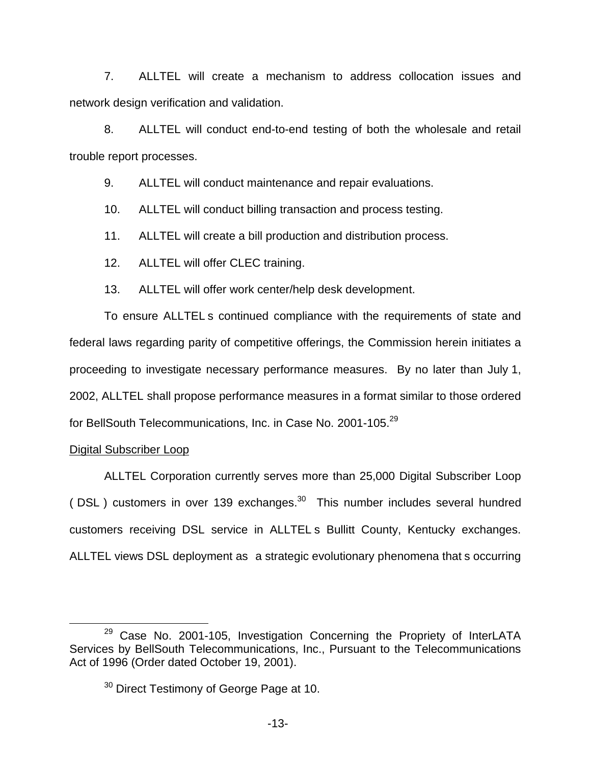7. ALLTEL will create a mechanism to address collocation issues and network design verification and validation.

8. ALLTEL will conduct end-to-end testing of both the wholesale and retail trouble report processes.

9. ALLTEL will conduct maintenance and repair evaluations.

10. ALLTEL will conduct billing transaction and process testing.

11. ALLTEL will create a bill production and distribution process.

12. ALLTEL will offer CLEC training.

13. ALLTEL will offer work center/help desk development.

To ensure ALLTEL s continued compliance with the requirements of state and federal laws regarding parity of competitive offerings, the Commission herein initiates a proceeding to investigate necessary performance measures. By no later than July 1, 2002, ALLTEL shall propose performance measures in a format similar to those ordered for BellSouth Telecommunications, Inc. in Case No. 2001-105.[29]

Digital Subscriber Loop

ALLTEL Corporation currently serves more than 25,000 Digital Subscriber Loop ( DSL ) customers in over 139 exchanges.[30] This number includes several hundred customers receiving DSL service in ALLTEL s Bullitt County, Kentucky exchanges. ALLTEL views DSL deployment as a strategic evolutionary phenomena that s occurring

[29] Case No. 2001-105, Investigation Concerning the Propriety of InterLATA Services by BellSouth Telecommunications, Inc., Pursuant to the Telecommunications Act of 1996 (Order dated October 19, 2001).

[30] Direct Testimony of George Page at 10.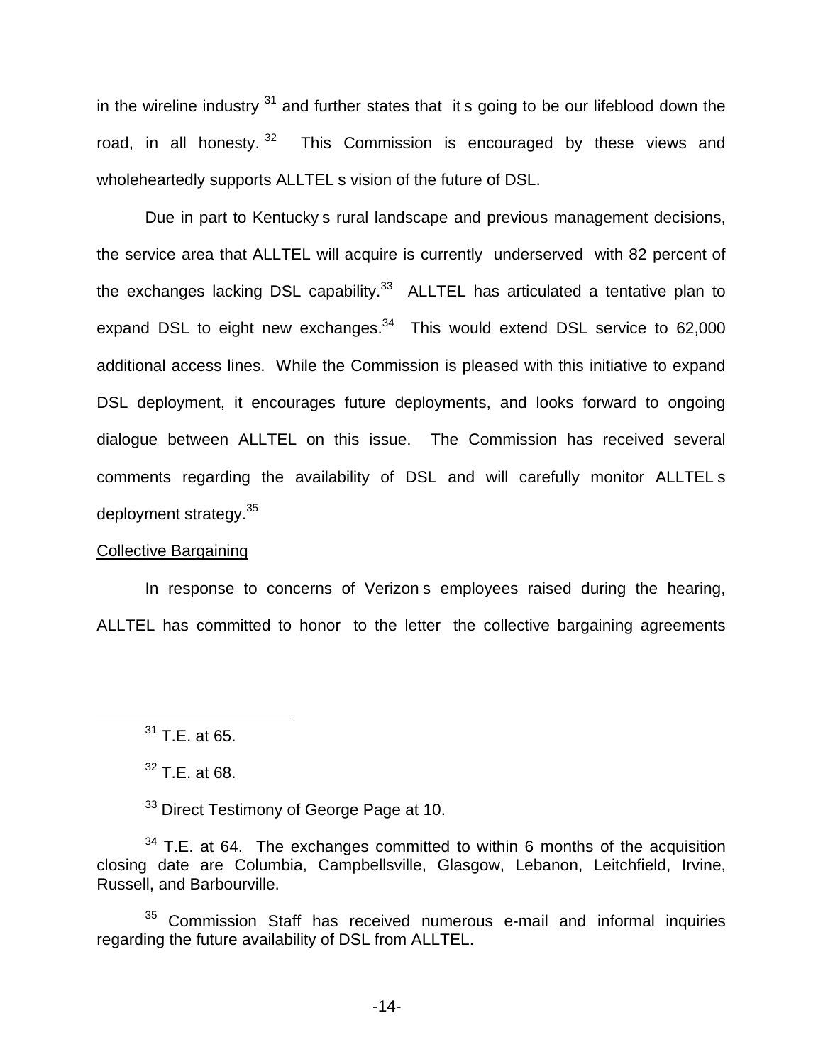in the wireline industry [31] and further states that it s going to be our lifeblood down the road, in all honesty. [32] This Commission is encouraged by these views and wholeheartedly supports ALLTEL s vision of the future of DSL.

Due in part to Kentucky s rural landscape and previous management decisions, the service area that ALLTEL will acquire is currently underserved with 82 percent of the exchanges lacking DSL capability.[33] ALLTEL has articulated a tentative plan to expand DSL to eight new exchanges.[34] This would extend DSL service to 62,000 additional access lines. While the Commission is pleased with this initiative to expand DSL deployment, it encourages future deployments, and looks forward to ongoing dialogue between ALLTEL on this issue. The Commission has received several comments regarding the availability of DSL and will carefully monitor ALLTEL s deployment strategy.[35]

Collective Bargaining

In response to concerns of Verizon s employees raised during the hearing, ALLTEL has committed to honor to the letter the collective bargaining agreements

---

[31] T.E. at 65.

[32] T.E. at 68.

[33] Direct Testimony of George Page at 10.

[34] T.E. at 64. The exchanges committed to within 6 months of the acquisition closing date are Columbia, Campbellsville, Glasgow, Lebanon, Leitchfield, Irvine, Russell, and Barbourville.

[35] Commission Staff has received numerous e-mail and informal inquiries regarding the future availability of DSL from ALLTEL.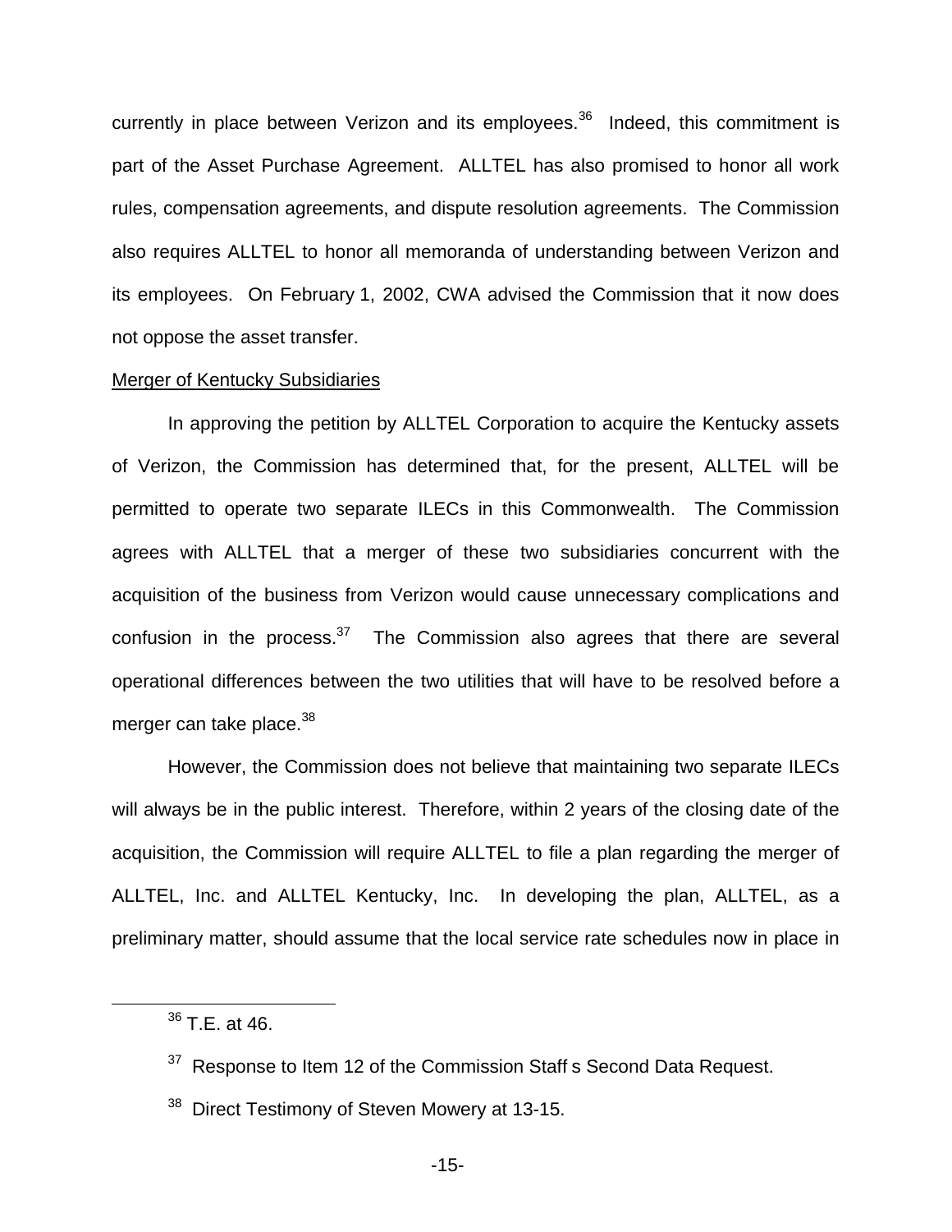currently in place between Verizon and its employees.[36] Indeed, this commitment is part of the Asset Purchase Agreement. ALLTEL has also promised to honor all work rules, compensation agreements, and dispute resolution agreements. The Commission also requires ALLTEL to honor all memoranda of understanding between Verizon and its employees. On February 1, 2002, CWA advised the Commission that it now does not oppose the asset transfer.

Merger of Kentucky Subsidiaries

In approving the petition by ALLTEL Corporation to acquire the Kentucky assets of Verizon, the Commission has determined that, for the present, ALLTEL will be permitted to operate two separate ILECs in this Commonwealth. The Commission agrees with ALLTEL that a merger of these two subsidiaries concurrent with the acquisition of the business from Verizon would cause unnecessary complications and confusion in the process.[37] The Commission also agrees that there are several operational differences between the two utilities that will have to be resolved before a merger can take place.[38]

However, the Commission does not believe that maintaining two separate ILECs will always be in the public interest. Therefore, within 2 years of the closing date of the acquisition, the Commission will require ALLTEL to file a plan regarding the merger of ALLTEL, Inc. and ALLTEL Kentucky, Inc. In developing the plan, ALLTEL, as a preliminary matter, should assume that the local service rate schedules now in place in

[36] T.E. at 46.

[37] Response to Item 12 of the Commission Staff s Second Data Request.

[38] Direct Testimony of Steven Mowery at 13-15.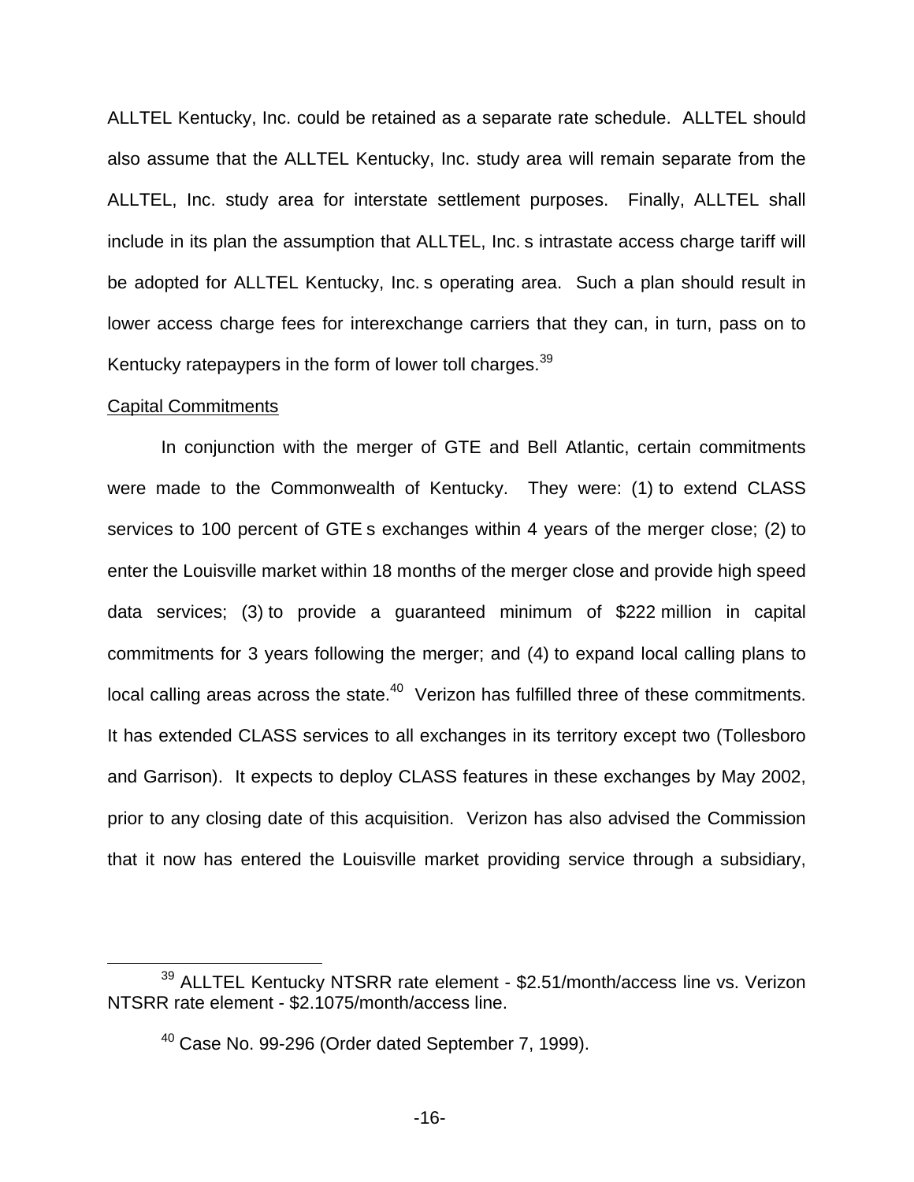ALLTEL Kentucky, Inc. could be retained as a separate rate schedule. ALLTEL should also assume that the ALLTEL Kentucky, Inc. study area will remain separate from the ALLTEL, Inc. study area for interstate settlement purposes. Finally, ALLTEL shall include in its plan the assumption that ALLTEL, Inc. s intrastate access charge tariff will be adopted for ALLTEL Kentucky, Inc. s operating area. Such a plan should result in lower access charge fees for interexchange carriers that they can, in turn, pass on to Kentucky ratepaypers in the form of lower toll charges.[39]

Capital Commitments

In conjunction with the merger of GTE and Bell Atlantic, certain commitments were made to the Commonwealth of Kentucky. They were: (1) to extend CLASS services to 100 percent of GTE s exchanges within 4 years of the merger close; (2) to enter the Louisville market within 18 months of the merger close and provide high speed data services; (3) to provide a guaranteed minimum of $222 million in capital commitments for 3 years following the merger; and (4) to expand local calling plans to local calling areas across the state.[40] Verizon has fulfilled three of these commitments. It has extended CLASS services to all exchanges in its territory except two (Tollesboro and Garrison). It expects to deploy CLASS features in these exchanges by May 2002, prior to any closing date of this acquisition. Verizon has also advised the Commission that it now has entered the Louisville market providing service through a subsidiary,

[39] ALLTEL Kentucky NTSRR rate element - $2.51/month/access line vs. Verizon NTSRR rate element - $2.1075/month/access line.

[40] Case No. 99-296 (Order dated September 7, 1999).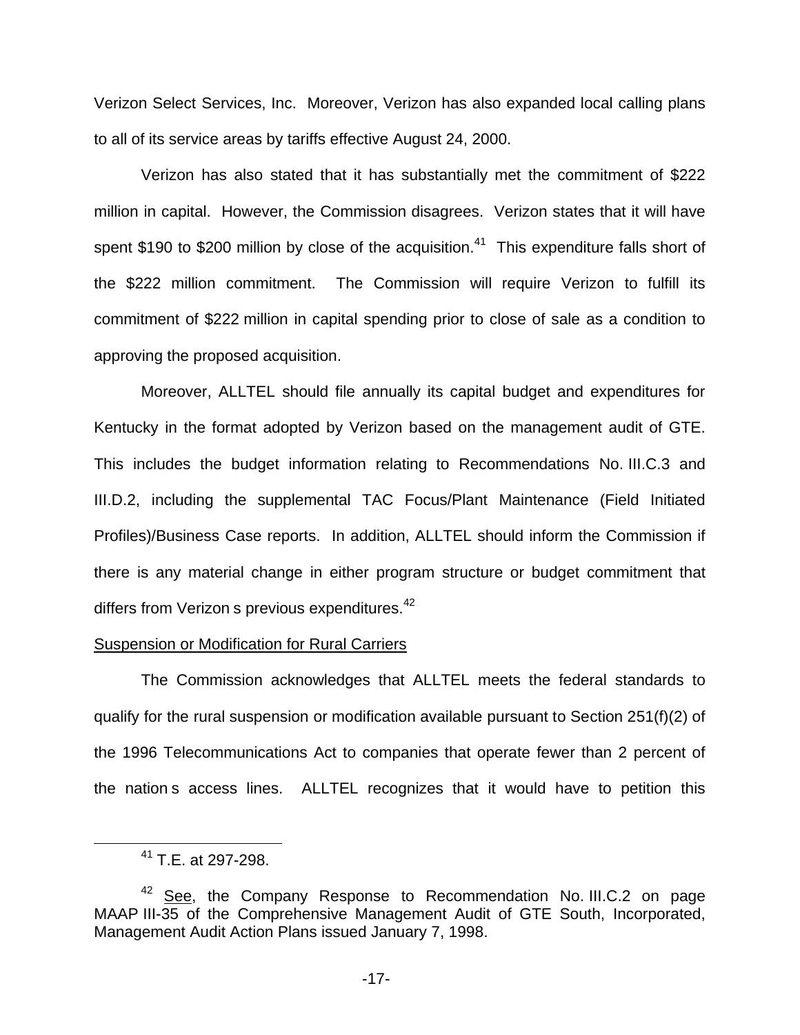Verizon Select Services, Inc. Moreover, Verizon has also expanded local calling plans to all of its service areas by tariffs effective August 24, 2000.

Verizon has also stated that it has substantially met the commitment of $222 million in capital. However, the Commission disagrees. Verizon states that it will have spent $190 to $200 million by close of the acquisition.[41] This expenditure falls short of the $222 million commitment. The Commission will require Verizon to fulfill its commitment of $222 million in capital spending prior to close of sale as a condition to approving the proposed acquisition.

Moreover, ALLTEL should file annually its capital budget and expenditures for Kentucky in the format adopted by Verizon based on the management audit of GTE. This includes the budget information relating to Recommendations No. III.C.3 and III.D.2, including the supplemental TAC Focus/Plant Maintenance (Field Initiated Profiles)/Business Case reports. In addition, ALLTEL should inform the Commission if there is any material change in either program structure or budget commitment that differs from Verizon s previous expenditures.[42]

<u>Suspension or Modification for Rural Carriers</u>

The Commission acknowledges that ALLTEL meets the federal standards to qualify for the rural suspension or modification available pursuant to Section 251(f)(2) of the 1996 Telecommunications Act to companies that operate fewer than 2 percent of the nation s access lines. ALLTEL recognizes that it would have to petition this

---

[41] T.E. at 297-298.

[42] <u>See</u>, the Company Response to Recommendation No. III.C.2 on page MAAP III-35 of the Comprehensive Management Audit of GTE South, Incorporated, Management Audit Action Plans issued January 7, 1998.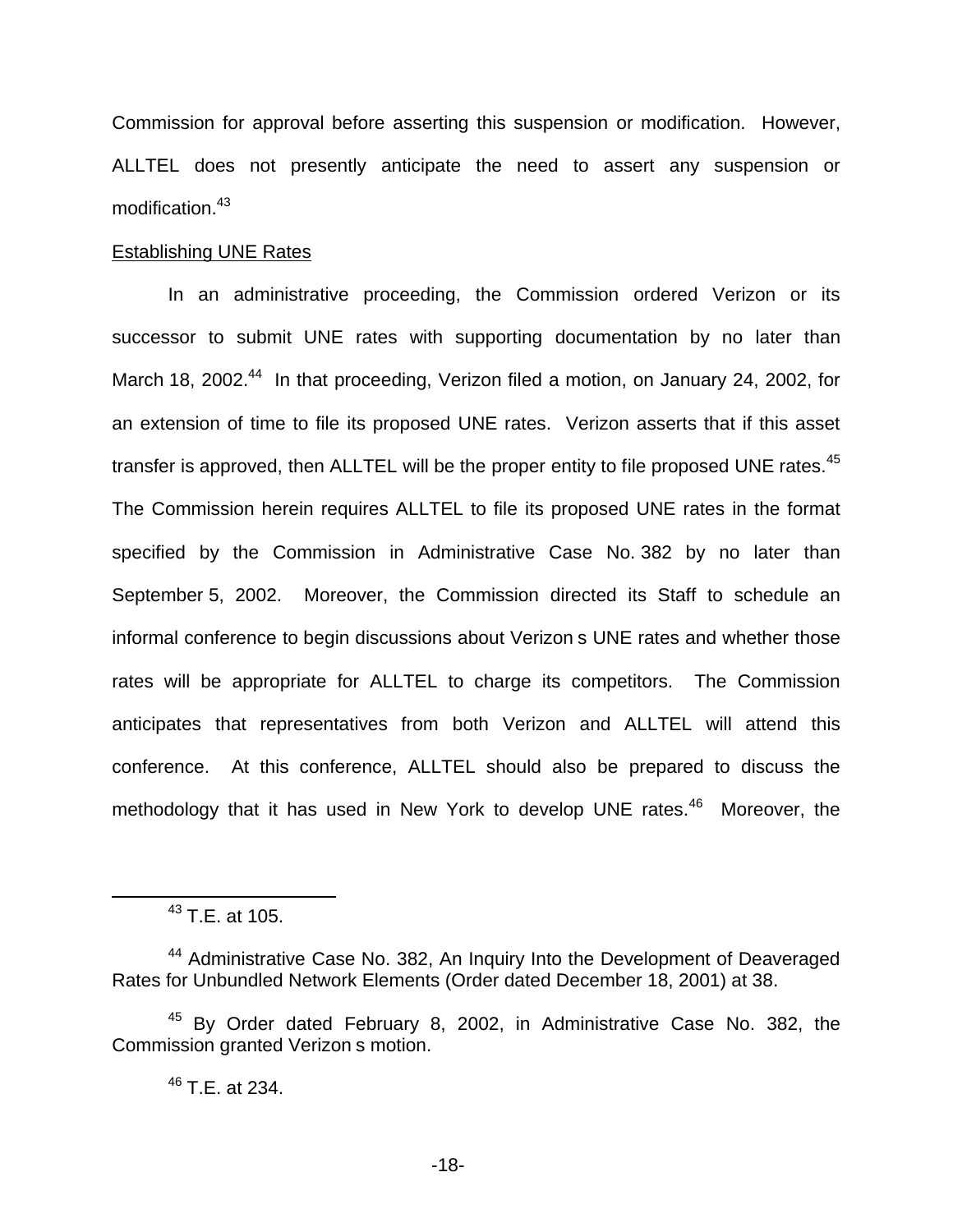Commission for approval before asserting this suspension or modification. However, ALLTEL does not presently anticipate the need to assert any suspension or modification.[43]

Establishing UNE Rates

In an administrative proceeding, the Commission ordered Verizon or its successor to submit UNE rates with supporting documentation by no later than March 18, 2002.[44] In that proceeding, Verizon filed a motion, on January 24, 2002, for an extension of time to file its proposed UNE rates. Verizon asserts that if this asset transfer is approved, then ALLTEL will be the proper entity to file proposed UNE rates.[45] The Commission herein requires ALLTEL to file its proposed UNE rates in the format specified by the Commission in Administrative Case No. 382 by no later than September 5, 2002. Moreover, the Commission directed its Staff to schedule an informal conference to begin discussions about Verizon s UNE rates and whether those rates will be appropriate for ALLTEL to charge its competitors. The Commission anticipates that representatives from both Verizon and ALLTEL will attend this conference. At this conference, ALLTEL should also be prepared to discuss the methodology that it has used in New York to develop UNE rates.[46] Moreover, the

---

[43] T.E. at 105.

[44] Administrative Case No. 382, An Inquiry Into the Development of Deaveraged Rates for Unbundled Network Elements (Order dated December 18, 2001) at 38.

[45] By Order dated February 8, 2002, in Administrative Case No. 382, the Commission granted Verizon s motion.

[46] T.E. at 234.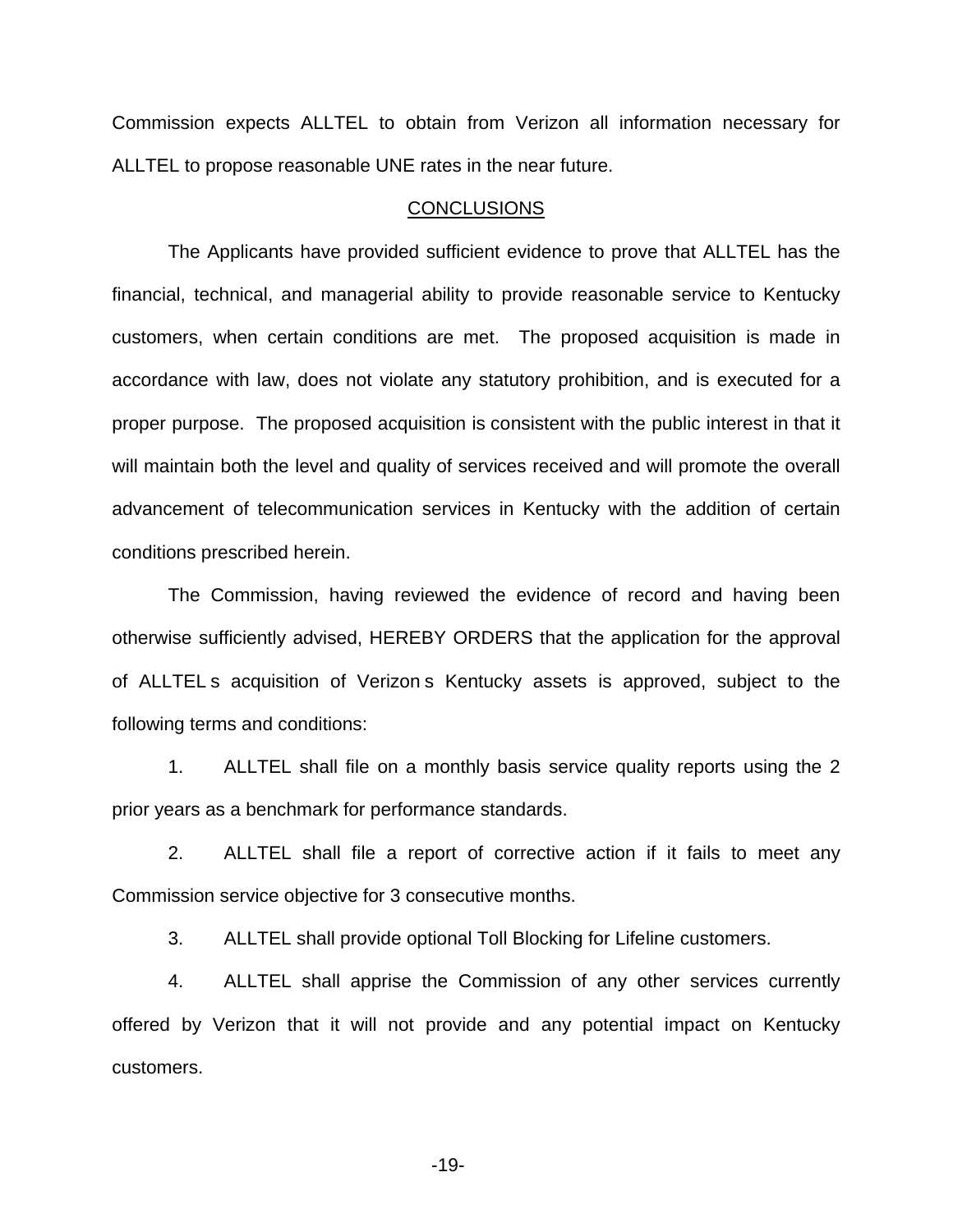Commission expects ALLTEL to obtain from Verizon all information necessary for ALLTEL to propose reasonable UNE rates in the near future.

## CONCLUSIONS

The Applicants have provided sufficient evidence to prove that ALLTEL has the financial, technical, and managerial ability to provide reasonable service to Kentucky customers, when certain conditions are met. The proposed acquisition is made in accordance with law, does not violate any statutory prohibition, and is executed for a proper purpose. The proposed acquisition is consistent with the public interest in that it will maintain both the level and quality of services received and will promote the overall advancement of telecommunication services in Kentucky with the addition of certain conditions prescribed herein.

The Commission, having reviewed the evidence of record and having been otherwise sufficiently advised, HEREBY ORDERS that the application for the approval of ALLTEL s acquisition of Verizon s Kentucky assets is approved, subject to the following terms and conditions:

1. ALLTEL shall file on a monthly basis service quality reports using the 2 prior years as a benchmark for performance standards.

2. ALLTEL shall file a report of corrective action if it fails to meet any Commission service objective for 3 consecutive months.

3. ALLTEL shall provide optional Toll Blocking for Lifeline customers.

4. ALLTEL shall apprise the Commission of any other services currently offered by Verizon that it will not provide and any potential impact on Kentucky customers.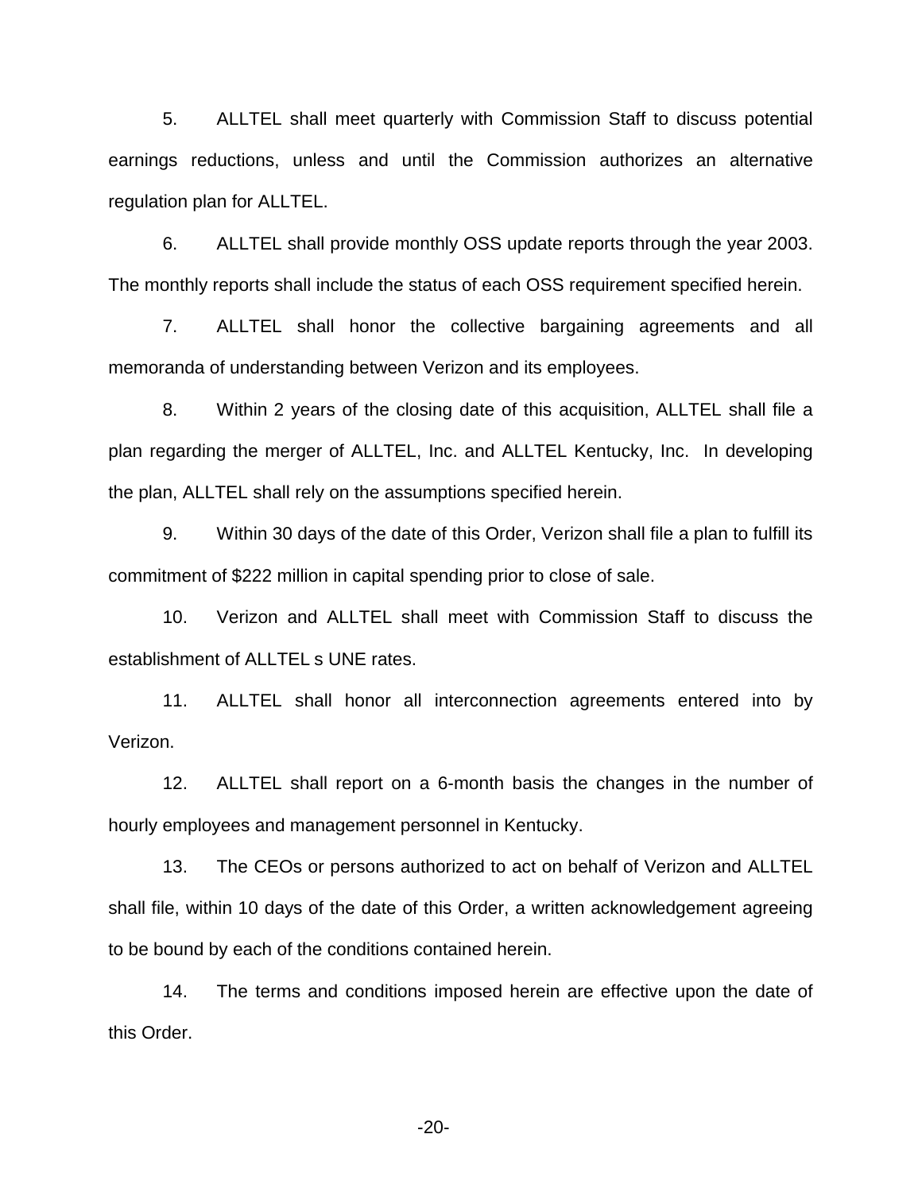5. ALLTEL shall meet quarterly with Commission Staff to discuss potential earnings reductions, unless and until the Commission authorizes an alternative regulation plan for ALLTEL.

6. ALLTEL shall provide monthly OSS update reports through the year 2003. The monthly reports shall include the status of each OSS requirement specified herein.

7. ALLTEL shall honor the collective bargaining agreements and all memoranda of understanding between Verizon and its employees.

8. Within 2 years of the closing date of this acquisition, ALLTEL shall file a plan regarding the merger of ALLTEL, Inc. and ALLTEL Kentucky, Inc. In developing the plan, ALLTEL shall rely on the assumptions specified herein.

9. Within 30 days of the date of this Order, Verizon shall file a plan to fulfill its commitment of $222 million in capital spending prior to close of sale.

10. Verizon and ALLTEL shall meet with Commission Staff to discuss the establishment of ALLTEL s UNE rates.

11. ALLTEL shall honor all interconnection agreements entered into by Verizon.

12. ALLTEL shall report on a 6-month basis the changes in the number of hourly employees and management personnel in Kentucky.

13. The CEOs or persons authorized to act on behalf of Verizon and ALLTEL shall file, within 10 days of the date of this Order, a written acknowledgement agreeing to be bound by each of the conditions contained herein.

14. The terms and conditions imposed herein are effective upon the date of this Order.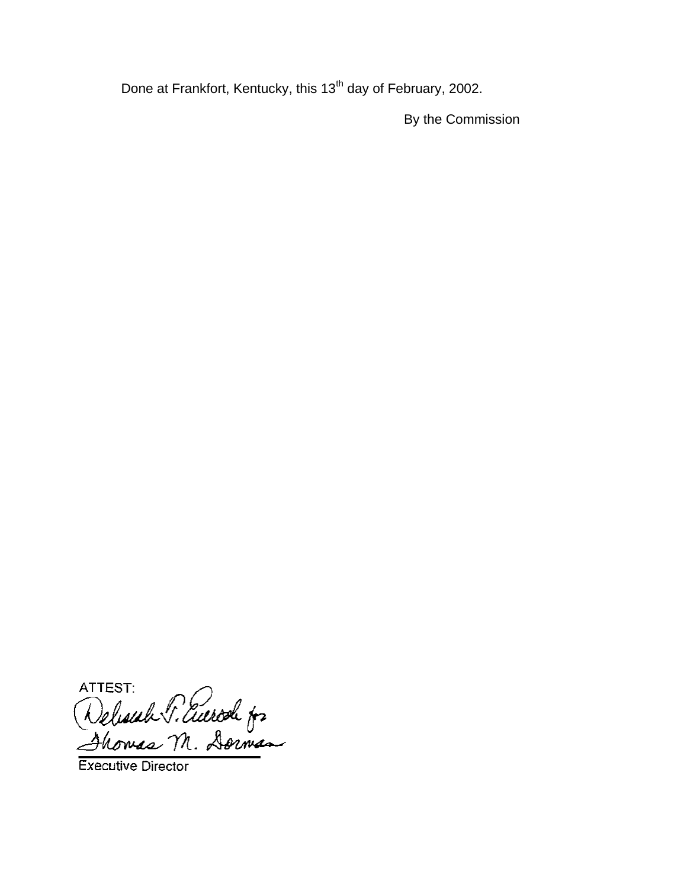Done at Frankfort, Kentucky, this 13th day of February, 2002.

By the Commission

ATTEST:

Deborah T. Eversole for
Thomas M. Dorman

Executive Director